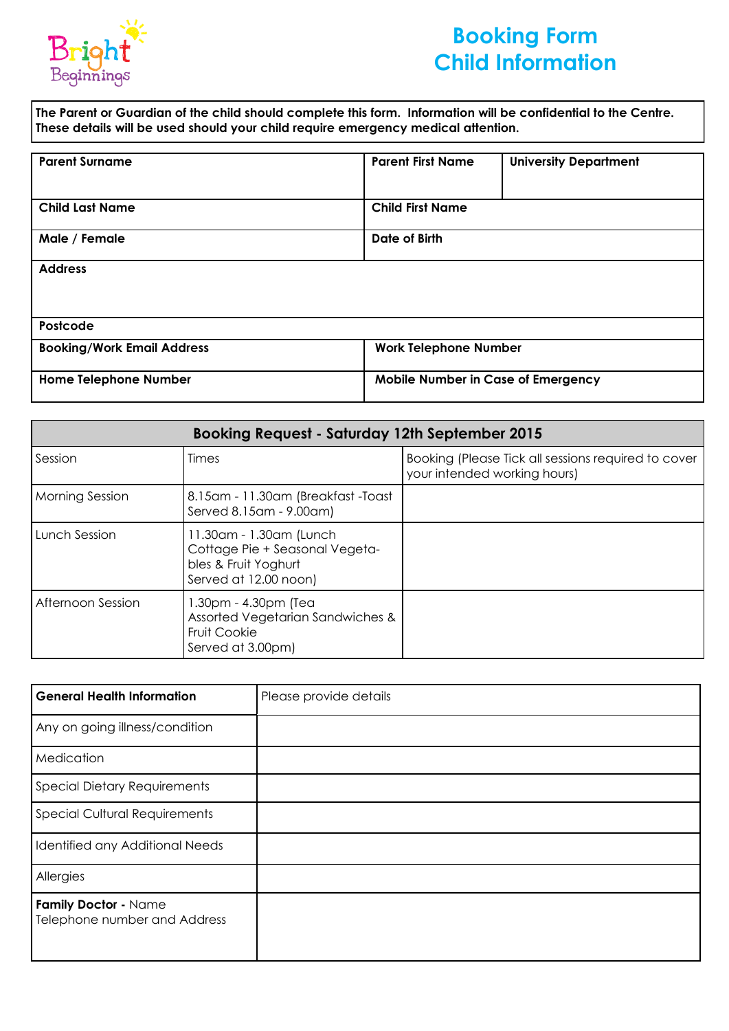Bright Beginnings

# Booking Form
# Child Information

**The Parent or Guardian of the child should complete this form. Information will be confidential to the Centre. These details will be used should your child require emergency medical attention.**

| **Parent Surname** | **Parent First Name** | **University Department** |
|---|---|---|
| **Child Last Name** | **Child First Name** | |
| **Male / Female** | **Date of Birth** | |
| **Address** | | |
| **Postcode** | | |
| **Booking/Work Email Address** | **Work Telephone Number** | |
| **Home Telephone Number** | **Mobile Number in Case of Emergency** | |

| **Booking Request - Saturday 12th September 2015** | | |
|---|---|---|
| Session | Times | Booking (Please Tick all sessions required to cover your intended working hours) |
| Morning Session | 8.15am - 11.30am (Breakfast -Toast Served 8.15am - 9.00am) | |
| Lunch Session | 11.30am - 1.30am (Lunch Cottage Pie + Seasonal Vegetables & Fruit Yoghurt Served at 12.00 noon) | |
| Afternoon Session | 1.30pm - 4.30pm (Tea Assorted Vegetarian Sandwiches & Fruit Cookie Served at 3.00pm) | |

| **General Health Information** | Please provide details |
|---|---|
| Any on going illness/condition | |
| Medication | |
| Special Dietary Requirements | |
| Special Cultural Requirements | |
| Identified any Additional Needs | |
| Allergies | |
| **Family Doctor -** Name Telephone number and Address | |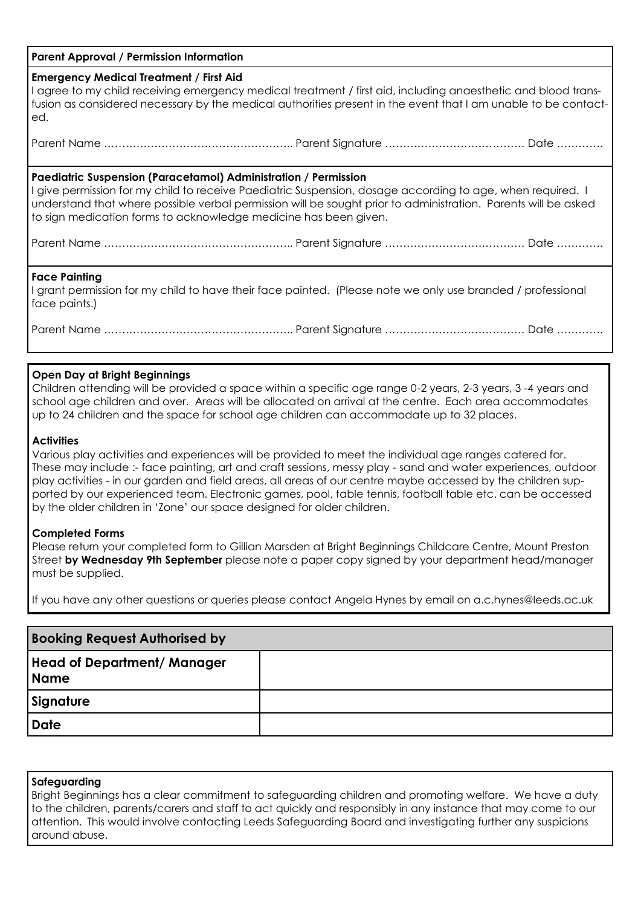**Parent Approval / Permission Information**

**Emergency Medical Treatment / First Aid**

I agree to my child receiving emergency medical treatment / first aid, including anaesthetic and blood transfusion as considered necessary by the medical authorities present in the event that I am unable to be contacted.

Parent Name …………………………………………….. Parent Signature ………………………………… Date …………

**Paediatric Suspension (Paracetamol) Administration / Permission**

I give permission for my child to receive Paediatric Suspension, dosage according to age, when required. I understand that where possible verbal permission will be sought prior to administration. Parents will be asked to sign medication forms to acknowledge medicine has been given.

Parent Name …………………………………………….. Parent Signature ………………………………… Date …………

**Face Painting**

I grant permission for my child to have their face painted. (Please note we only use branded / professional face paints.)

Parent Name …………………………………………….. Parent Signature ………………………………… Date …………

**Open Day at Bright Beginnings**

Children attending will be provided a space within a specific age range 0-2 years, 2-3 years, 3 -4 years and school age children and over. Areas will be allocated on arrival at the centre. Each area accommodates up to 24 children and the space for school age children can accommodate up to 32 places.

**Activities**

Various play activities and experiences will be provided to meet the individual age ranges catered for. These may include :- face painting, art and craft sessions, messy play - sand and water experiences, outdoor play activities - in our garden and field areas, all areas of our centre maybe accessed by the children supported by our experienced team. Electronic games, pool, table tennis, football table etc. can be accessed by the older children in 'Zone' our space designed for older children.

**Completed Forms**

Please return your completed form to Gillian Marsden at Bright Beginnings Childcare Centre, Mount Preston Street **by Wednesday 9th September** please note a paper copy signed by your department head/manager must be supplied.

If you have any other questions or queries please contact Angela Hynes by email on a.c.hynes@leeds.ac.uk

| **Booking Request Authorised by** | |
|---|---|
| **Head of Department/ Manager Name** | |
| **Signature** | |
| **Date** | |

**Safeguarding**

Bright Beginnings has a clear commitment to safeguarding children and promoting welfare. We have a duty to the children, parents/carers and staff to act quickly and responsibly in any instance that may come to our attention. This would involve contacting Leeds Safeguarding Board and investigating further any suspicions around abuse.